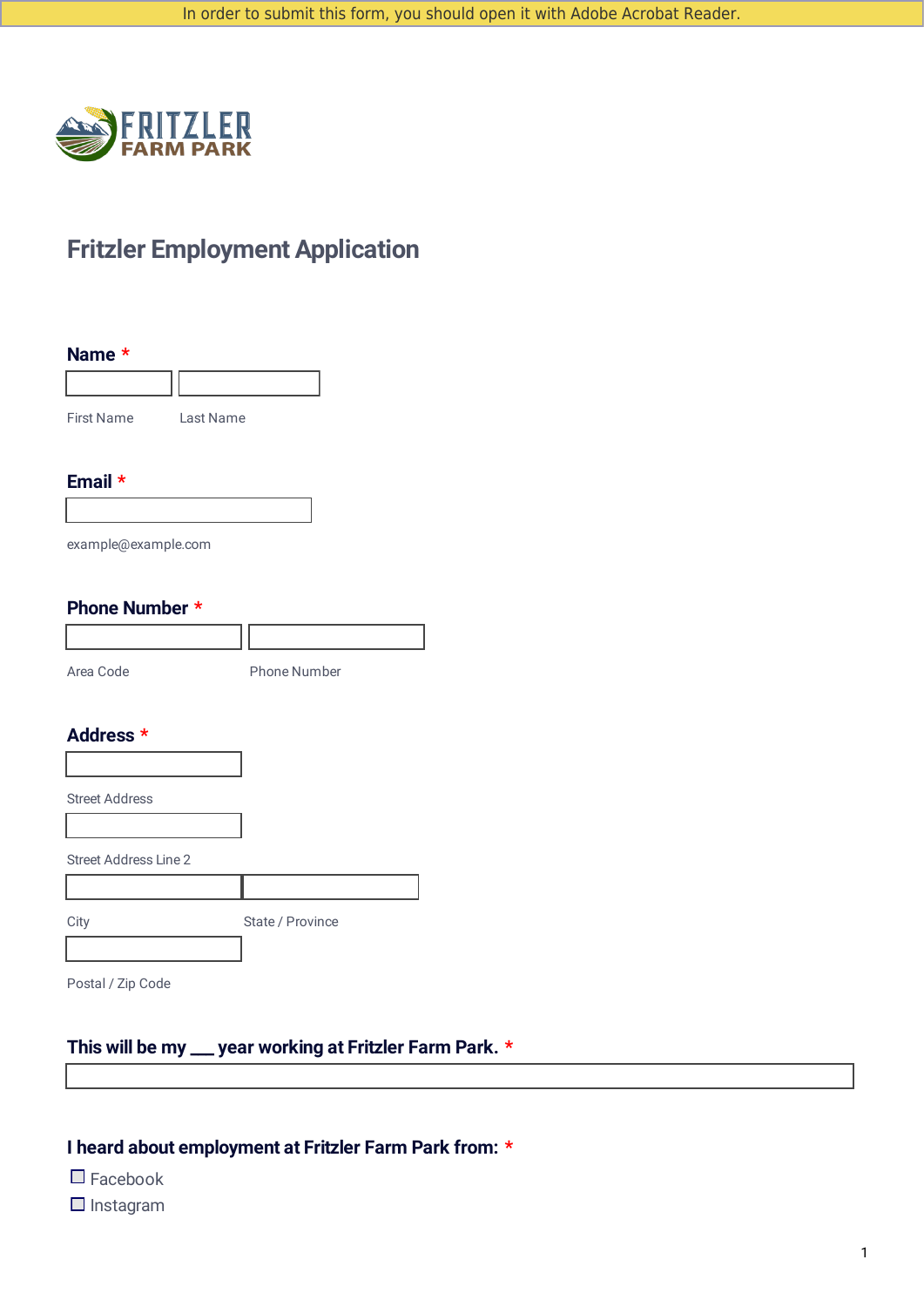In order to submit this form, you should open it with Adobe Acrobat Reader.

FRITZLER
FARM PARK

# Fritzler Employment Application

**Name** *

First Name

Last Name

**Email** *

example@example.com

**Phone Number** *

Area Code

Phone Number

**Address** *

Street Address

Street Address Line 2

City

State / Province

Postal / Zip Code

**This will be my ___ year working at Fritzler Farm Park.** *

**I heard about employment at Fritzler Farm Park from:** *

- ☐ Facebook
- ☐ Instagram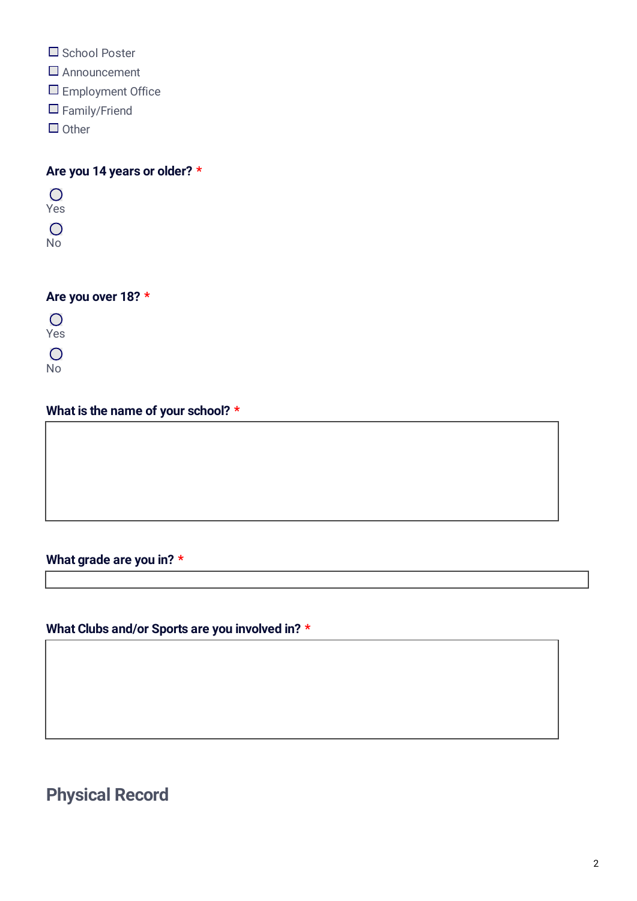- ☐ School Poster
- ☐ Announcement
- ☐ Employment Office
- ☐ Family/Friend
- ☐ Other

**Are you 14 years or older?** *

○ Yes

○ No

**Are you over 18?** *

○ Yes

○ No

**What is the name of your school?** *

**What grade are you in?** *

**What Clubs and/or Sports are you involved in?** *

## Physical Record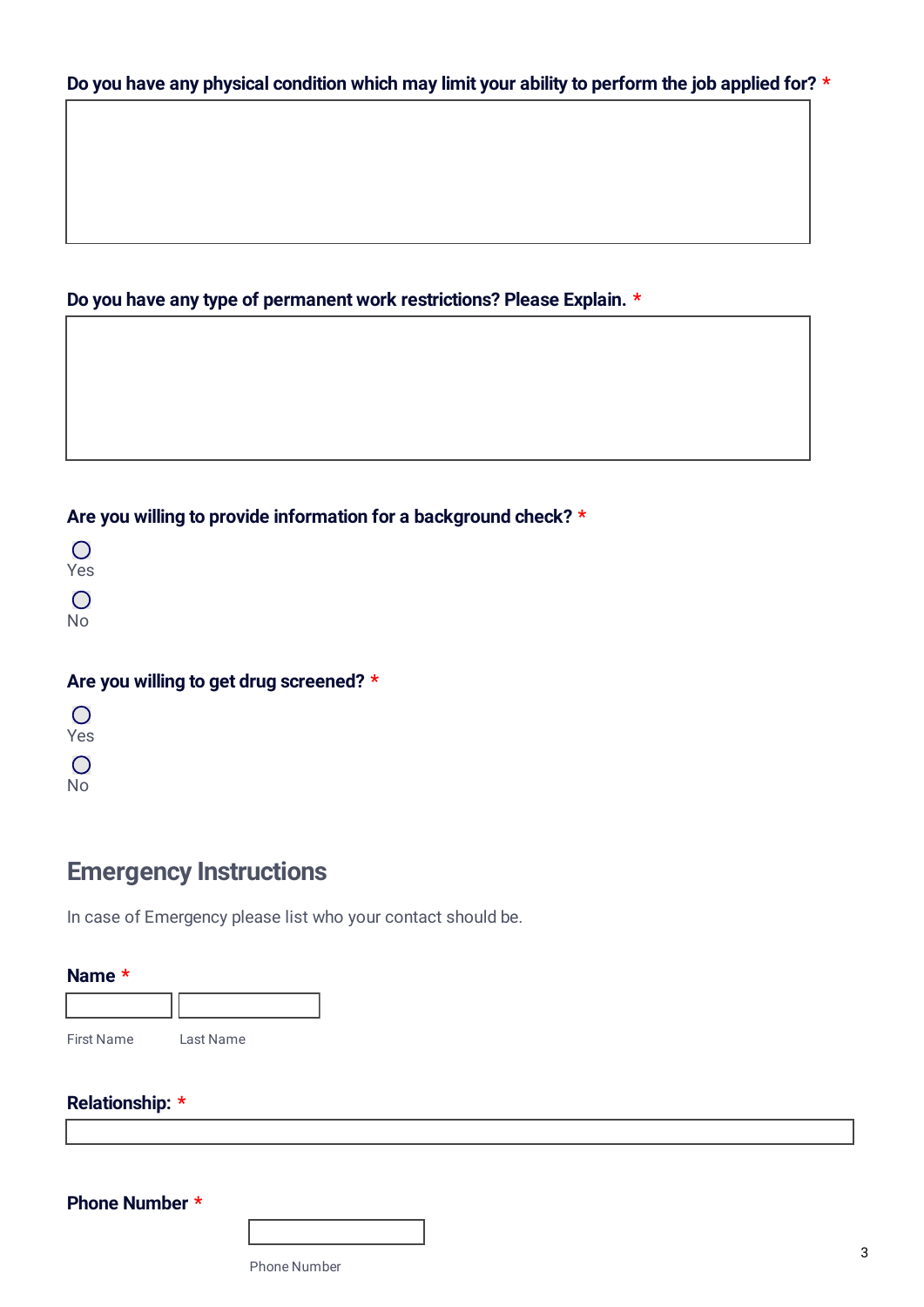**Do you have any physical condition which may limit your ability to perform the job applied for? ***

**Do you have any type of permanent work restrictions? Please Explain. ***

**Are you willing to provide information for a background check? ***

- ○ Yes
- ○ No

**Are you willing to get drug screened? ***

- ○ Yes
- ○ No

## Emergency Instructions

In case of Emergency please list who your contact should be.

**Name ***

First Name | Last Name

**Relationship: ***

**Phone Number ***

Phone Number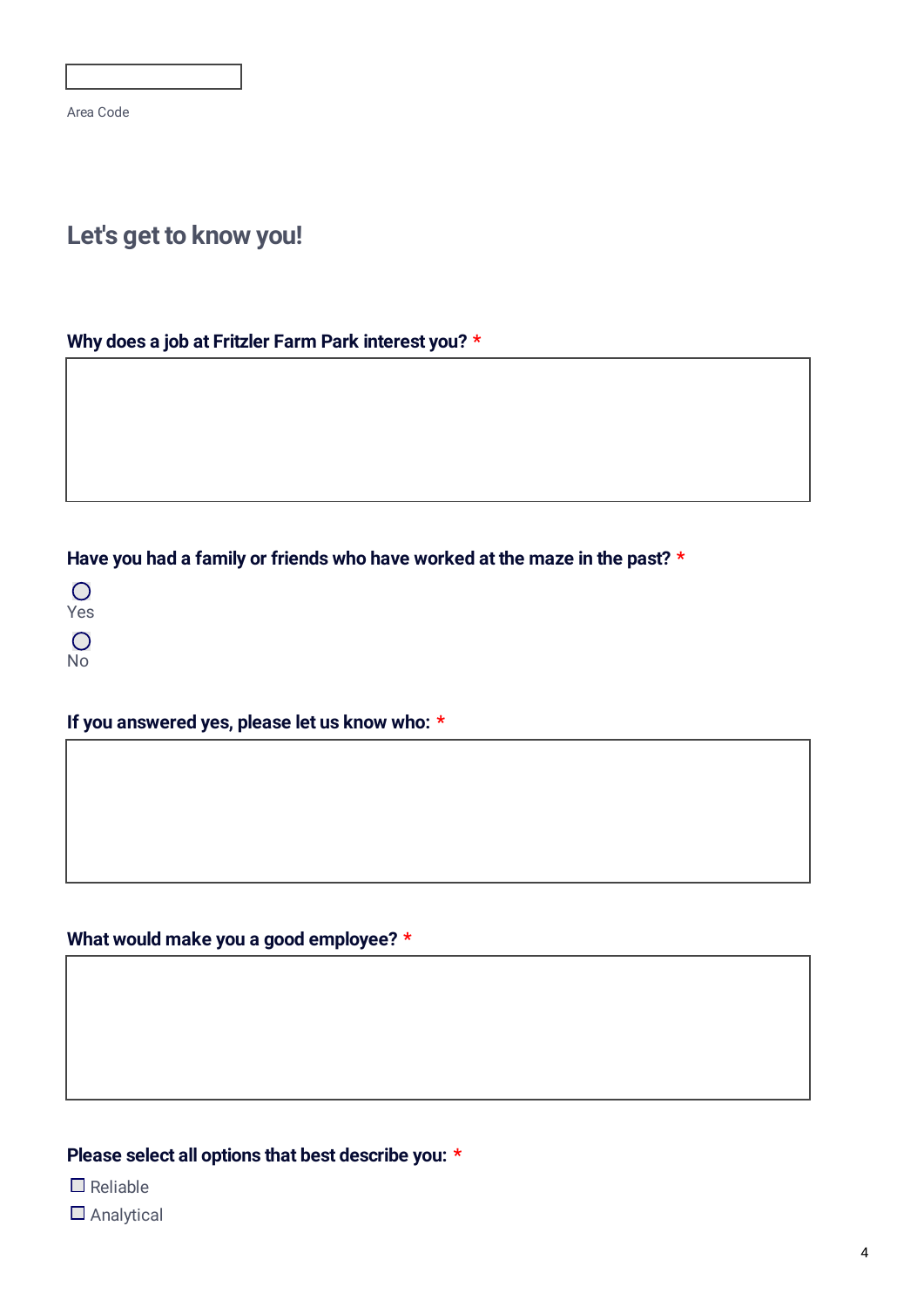Area Code

## Let's get to know you!

**Why does a job at Fritzler Farm Park interest you?** *

**Have you had a family or friends who have worked at the maze in the past?** *

- ◯ Yes
- ◯ No

**If you answered yes, please let us know who:** *

**What would make you a good employee?** *

**Please select all options that best describe you:** *

- ☐ Reliable
- ☐ Analytical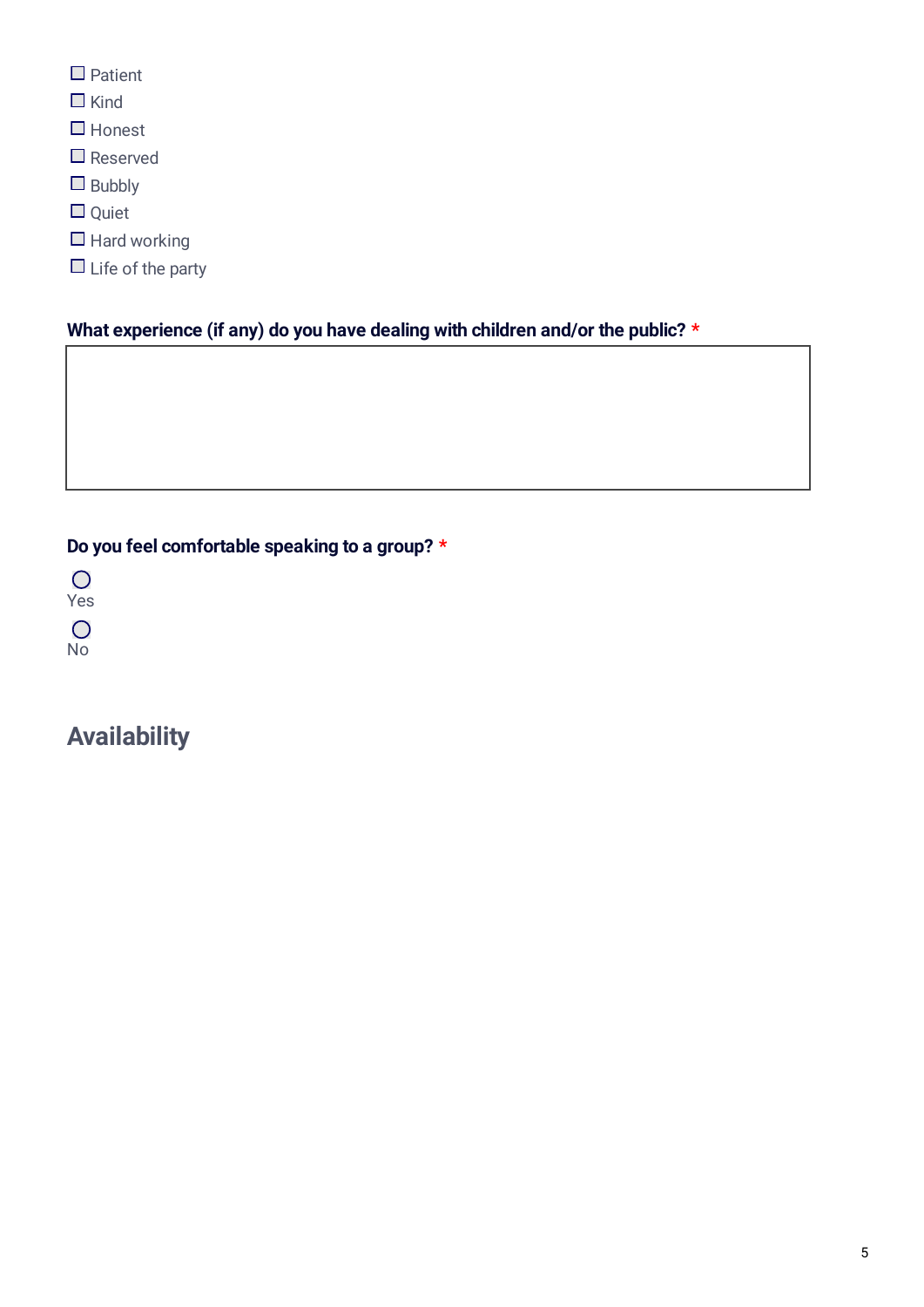- ☐ Patient
- ☐ Kind
- ☐ Honest
- ☐ Reserved
- ☐ Bubbly
- ☐ Quiet
- ☐ Hard working
- ☐ Life of the party

**What experience (if any) do you have dealing with children and/or the public? ***

**Do you feel comfortable speaking to a group? ***

- ◯ Yes
- ◯ No

## Availability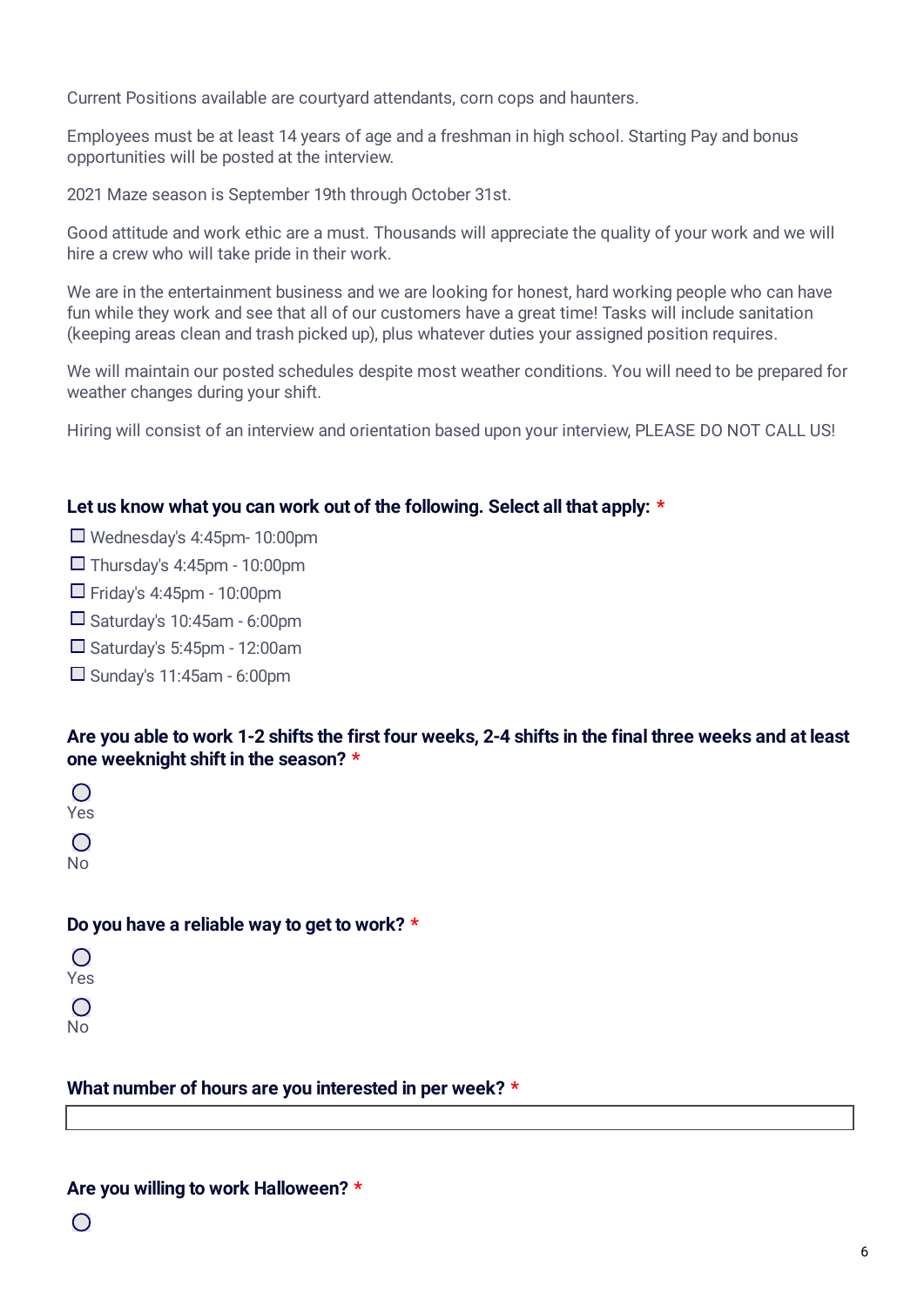Current Positions available are courtyard attendants, corn cops and haunters.

Employees must be at least 14 years of age and a freshman in high school. Starting Pay and bonus opportunities will be posted at the interview.

2021 Maze season is September 19th through October 31st.

Good attitude and work ethic are a must. Thousands will appreciate the quality of your work and we will hire a crew who will take pride in their work.

We are in the entertainment business and we are looking for honest, hard working people who can have fun while they work and see that all of our customers have a great time! Tasks will include sanitation (keeping areas clean and trash picked up), plus whatever duties your assigned position requires.

We will maintain our posted schedules despite most weather conditions. You will need to be prepared for weather changes during your shift.

Hiring will consist of an interview and orientation based upon your interview, PLEASE DO NOT CALL US!

**Let us know what you can work out of the following. Select all that apply: \***

- ☐ Wednesday's 4:45pm- 10:00pm
- ☐ Thursday's 4:45pm - 10:00pm
- ☐ Friday's 4:45pm - 10:00pm
- ☐ Saturday's 10:45am - 6:00pm
- ☐ Saturday's 5:45pm - 12:00am
- ☐ Sunday's 11:45am - 6:00pm

**Are you able to work 1-2 shifts the first four weeks, 2-4 shifts in the final three weeks and at least one weeknight shift in the season? \***

○ Yes

○ No

**Do you have a reliable way to get to work? \***

○ Yes

○ No

**What number of hours are you interested in per week? \***

\_\_\_\_\_\_\_\_\_\_\_\_\_\_\_\_\_\_\_\_\_\_\_\_\_\_\_\_\_\_

**Are you willing to work Halloween? \***

○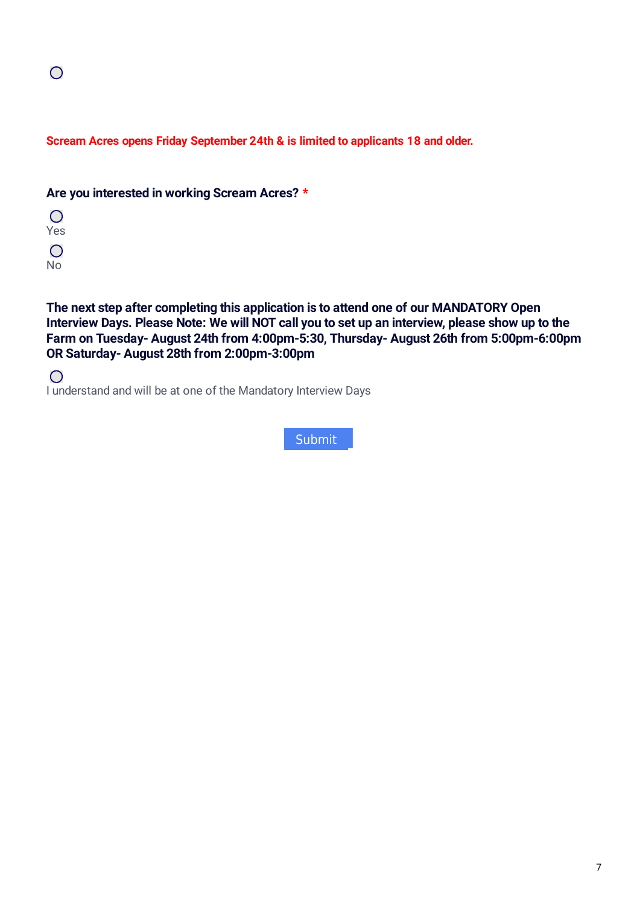○

**Scream Acres opens Friday September 24th & is limited to applicants 18 and older.**

**Are you interested in working Scream Acres? ***

○ Yes

○ No

**The next step after completing this application is to attend one of our MANDATORY Open Interview Days. Please Note: We will NOT call you to set up an interview, please show up to the Farm on Tuesday- August 24th from 4:00pm-5:30, Thursday- August 26th from 5:00pm-6:00pm OR Saturday- August 28th from 2:00pm-3:00pm**

○ I understand and will be at one of the Mandatory Interview Days

Submit